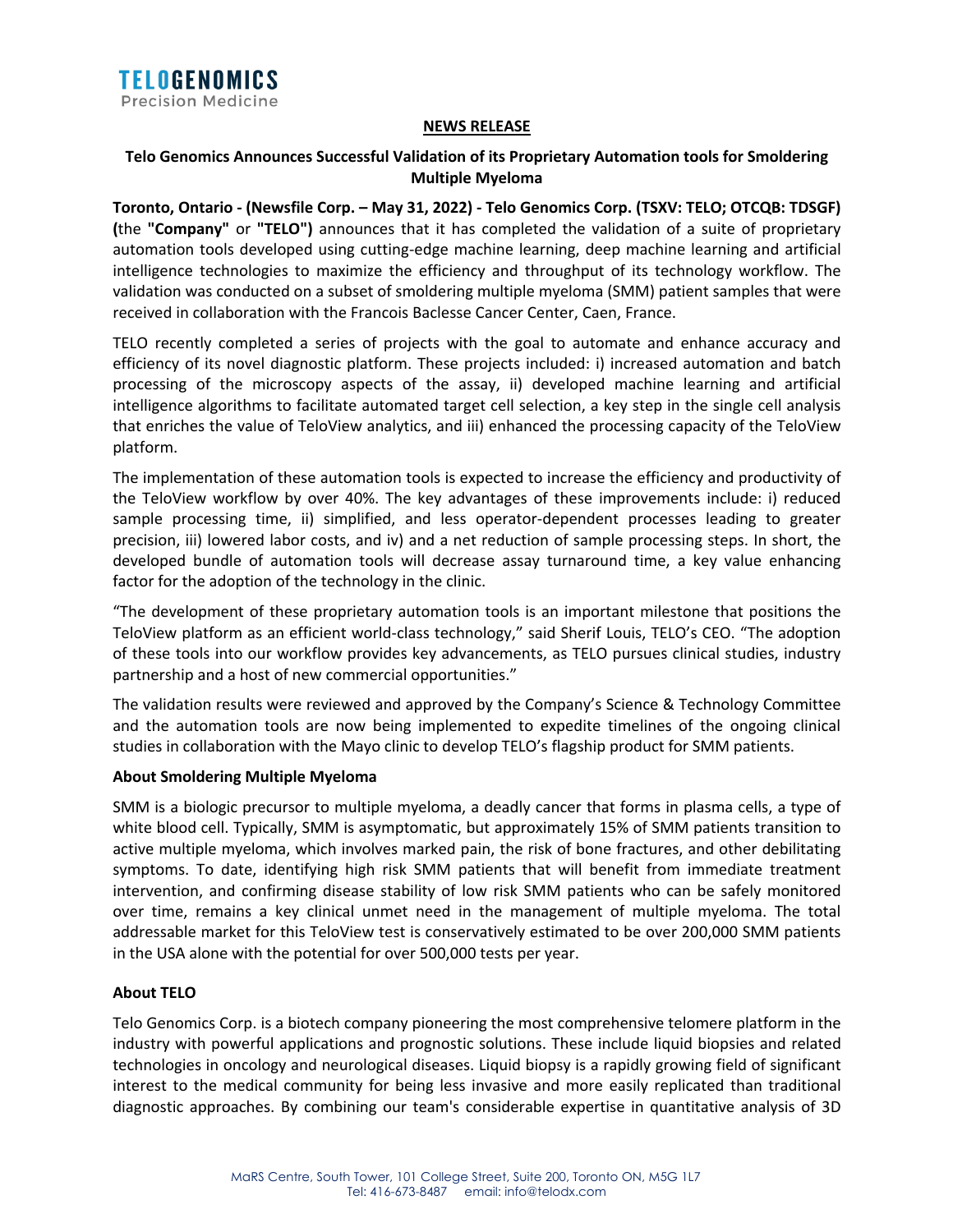TELOGENOMICS
Precision Medicine

**NEWS RELEASE**

## Telo Genomics Announces Successful Validation of its Proprietary Automation tools for Smoldering Multiple Myeloma

**Toronto, Ontario - (Newsfile Corp. – May 31, 2022) - Telo Genomics Corp. (TSXV: TELO; OTCQB: TDSGF) (**the **"Company"** or **"TELO")** announces that it has completed the validation of a suite of proprietary automation tools developed using cutting-edge machine learning, deep machine learning and artificial intelligence technologies to maximize the efficiency and throughput of its technology workflow. The validation was conducted on a subset of smoldering multiple myeloma (SMM) patient samples that were received in collaboration with the Francois Baclesse Cancer Center, Caen, France.

TELO recently completed a series of projects with the goal to automate and enhance accuracy and efficiency of its novel diagnostic platform. These projects included: i) increased automation and batch processing of the microscopy aspects of the assay, ii) developed machine learning and artificial intelligence algorithms to facilitate automated target cell selection, a key step in the single cell analysis that enriches the value of TeloView analytics, and iii) enhanced the processing capacity of the TeloView platform.

The implementation of these automation tools is expected to increase the efficiency and productivity of the TeloView workflow by over 40%. The key advantages of these improvements include: i) reduced sample processing time, ii) simplified, and less operator-dependent processes leading to greater precision, iii) lowered labor costs, and iv) and a net reduction of sample processing steps. In short, the developed bundle of automation tools will decrease assay turnaround time, a key value enhancing factor for the adoption of the technology in the clinic.

"The development of these proprietary automation tools is an important milestone that positions the TeloView platform as an efficient world-class technology," said Sherif Louis, TELO's CEO. "The adoption of these tools into our workflow provides key advancements, as TELO pursues clinical studies, industry partnership and a host of new commercial opportunities."

The validation results were reviewed and approved by the Company's Science & Technology Committee and the automation tools are now being implemented to expedite timelines of the ongoing clinical studies in collaboration with the Mayo clinic to develop TELO's flagship product for SMM patients.

### About Smoldering Multiple Myeloma

SMM is a biologic precursor to multiple myeloma, a deadly cancer that forms in plasma cells, a type of white blood cell. Typically, SMM is asymptomatic, but approximately 15% of SMM patients transition to active multiple myeloma, which involves marked pain, the risk of bone fractures, and other debilitating symptoms. To date, identifying high risk SMM patients that will benefit from immediate treatment intervention, and confirming disease stability of low risk SMM patients who can be safely monitored over time, remains a key clinical unmet need in the management of multiple myeloma. The total addressable market for this TeloView test is conservatively estimated to be over 200,000 SMM patients in the USA alone with the potential for over 500,000 tests per year.

### About TELO

Telo Genomics Corp. is a biotech company pioneering the most comprehensive telomere platform in the industry with powerful applications and prognostic solutions. These include liquid biopsies and related technologies in oncology and neurological diseases. Liquid biopsy is a rapidly growing field of significant interest to the medical community for being less invasive and more easily replicated than traditional diagnostic approaches. By combining our team's considerable expertise in quantitative analysis of 3D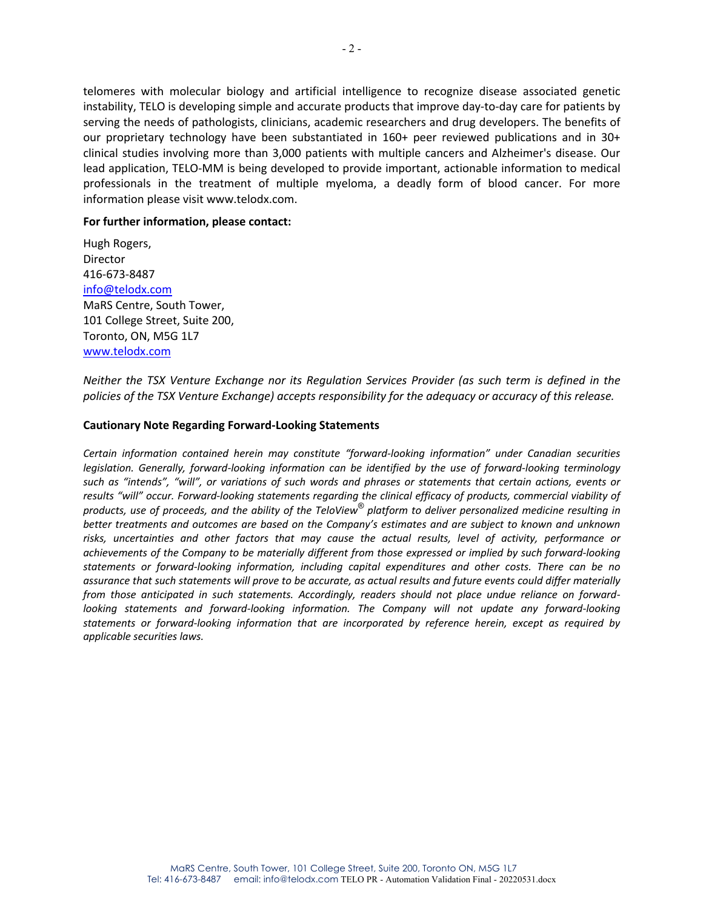telomeres with molecular biology and artificial intelligence to recognize disease associated genetic instability, TELO is developing simple and accurate products that improve day-to-day care for patients by serving the needs of pathologists, clinicians, academic researchers and drug developers. The benefits of our proprietary technology have been substantiated in 160+ peer reviewed publications and in 30+ clinical studies involving more than 3,000 patients with multiple cancers and Alzheimer's disease. Our lead application, TELO-MM is being developed to provide important, actionable information to medical professionals in the treatment of multiple myeloma, a deadly form of blood cancer. For more information please visit www.telodx.com.

**For further information, please contact:**

Hugh Rogers,
Director
416-673-8487
info@telodx.com
MaRS Centre, South Tower,
101 College Street, Suite 200,
Toronto, ON, M5G 1L7
www.telodx.com

*Neither the TSX Venture Exchange nor its Regulation Services Provider (as such term is defined in the policies of the TSX Venture Exchange) accepts responsibility for the adequacy or accuracy of this release.*

**Cautionary Note Regarding Forward-Looking Statements**

*Certain information contained herein may constitute "forward-looking information" under Canadian securities legislation. Generally, forward-looking information can be identified by the use of forward-looking terminology such as "intends", "will", or variations of such words and phrases or statements that certain actions, events or results "will" occur. Forward-looking statements regarding the clinical efficacy of products, commercial viability of products, use of proceeds, and the ability of the TeloView® platform to deliver personalized medicine resulting in better treatments and outcomes are based on the Company's estimates and are subject to known and unknown risks, uncertainties and other factors that may cause the actual results, level of activity, performance or achievements of the Company to be materially different from those expressed or implied by such forward-looking statements or forward-looking information, including capital expenditures and other costs. There can be no assurance that such statements will prove to be accurate, as actual results and future events could differ materially from those anticipated in such statements. Accordingly, readers should not place undue reliance on forward-looking statements and forward-looking information. The Company will not update any forward-looking statements or forward-looking information that are incorporated by reference herein, except as required by applicable securities laws.*